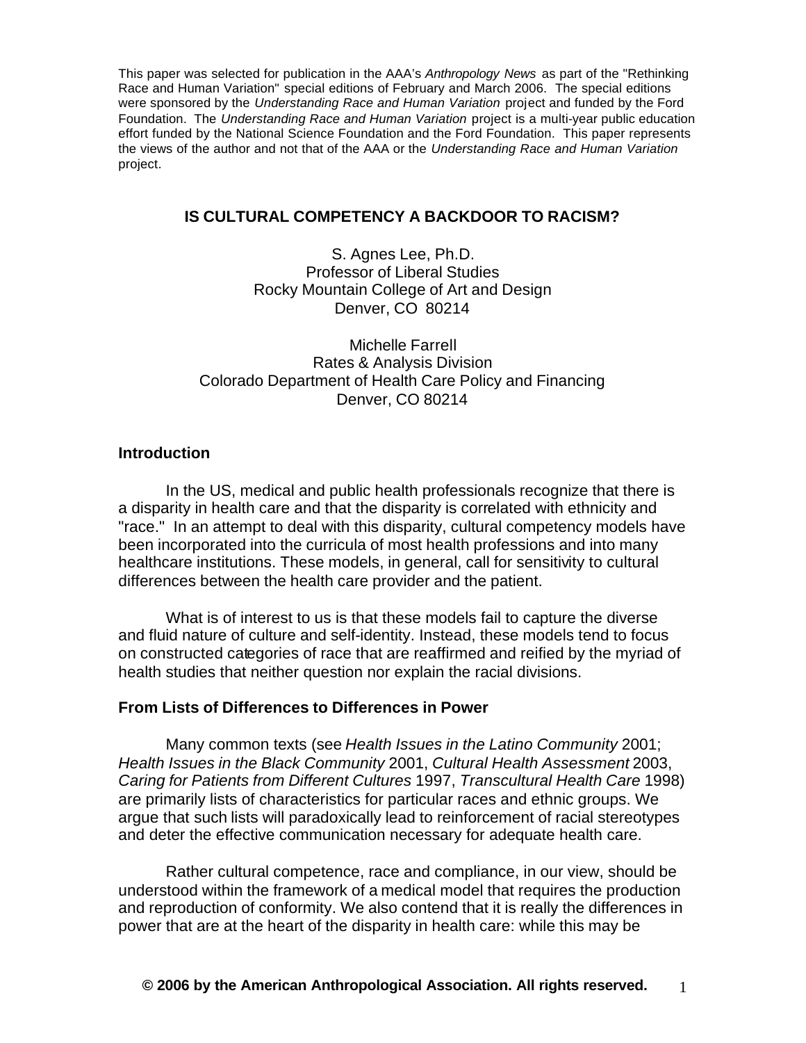This paper was selected for publication in the AAA's *Anthropology News* as part of the "Rethinking Race and Human Variation" special editions of February and March 2006. The special editions were sponsored by the *Understanding Race and Human Variation* project and funded by the Ford Foundation. The *Understanding Race and Human Variation* project is a multi-year public education effort funded by the National Science Foundation and the Ford Foundation. This paper represents the views of the author and not that of the AAA or the *Understanding Race and Human Variation* project.

# IS CULTURAL COMPETENCY A BACKDOOR TO RACISM?

S. Agnes Lee, Ph.D.
Professor of Liberal Studies
Rocky Mountain College of Art and Design
Denver, CO 80214

Michelle Farrell
Rates & Analysis Division
Colorado Department of Health Care Policy and Financing
Denver, CO 80214

## Introduction

In the US, medical and public health professionals recognize that there is a disparity in health care and that the disparity is correlated with ethnicity and "race." In an attempt to deal with this disparity, cultural competency models have been incorporated into the curricula of most health professions and into many healthcare institutions. These models, in general, call for sensitivity to cultural differences between the health care provider and the patient.

What is of interest to us is that these models fail to capture the diverse and fluid nature of culture and self-identity. Instead, these models tend to focus on constructed categories of race that are reaffirmed and reified by the myriad of health studies that neither question nor explain the racial divisions.

## From Lists of Differences to Differences in Power

Many common texts (see *Health Issues in the Latino Community* 2001; *Health Issues in the Black Community* 2001, *Cultural Health Assessment* 2003, *Caring for Patients from Different Cultures* 1997, *Transcultural Health Care* 1998) are primarily lists of characteristics for particular races and ethnic groups. We argue that such lists will paradoxically lead to reinforcement of racial stereotypes and deter the effective communication necessary for adequate health care.

Rather cultural competence, race and compliance, in our view, should be understood within the framework of a medical model that requires the production and reproduction of conformity. We also contend that it is really the differences in power that are at the heart of the disparity in health care: while this may be

© 2006 by the American Anthropological Association. All rights reserved.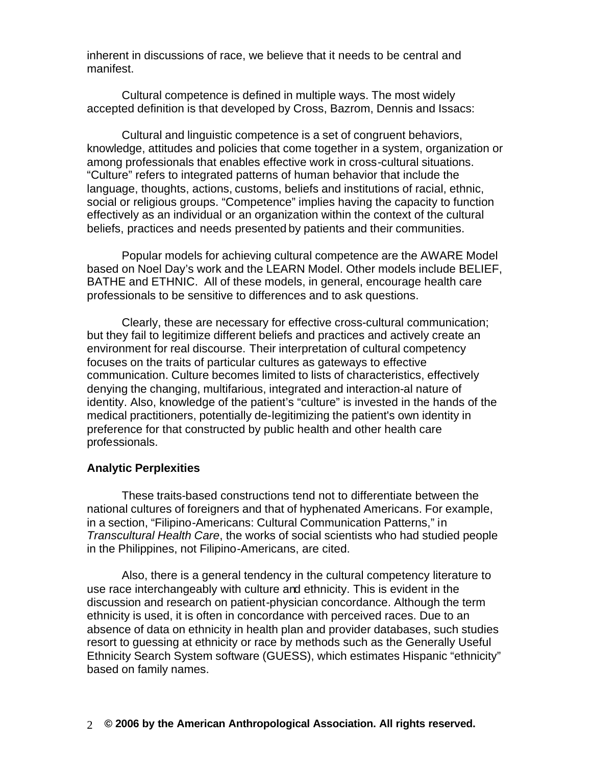inherent in discussions of race, we believe that it needs to be central and manifest.

Cultural competence is defined in multiple ways. The most widely accepted definition is that developed by Cross, Bazrom, Dennis and Issacs:

Cultural and linguistic competence is a set of congruent behaviors, knowledge, attitudes and policies that come together in a system, organization or among professionals that enables effective work in cross-cultural situations. "Culture" refers to integrated patterns of human behavior that include the language, thoughts, actions, customs, beliefs and institutions of racial, ethnic, social or religious groups. "Competence" implies having the capacity to function effectively as an individual or an organization within the context of the cultural beliefs, practices and needs presented by patients and their communities.

Popular models for achieving cultural competence are the AWARE Model based on Noel Day's work and the LEARN Model. Other models include BELIEF, BATHE and ETHNIC. All of these models, in general, encourage health care professionals to be sensitive to differences and to ask questions.

Clearly, these are necessary for effective cross-cultural communication; but they fail to legitimize different beliefs and practices and actively create an environment for real discourse. Their interpretation of cultural competency focuses on the traits of particular cultures as gateways to effective communication. Culture becomes limited to lists of characteristics, effectively denying the changing, multifarious, integrated and interaction-al nature of identity. Also, knowledge of the patient's "culture" is invested in the hands of the medical practitioners, potentially de-legitimizing the patient's own identity in preference for that constructed by public health and other health care professionals.

**Analytic Perplexities**

These traits-based constructions tend not to differentiate between the national cultures of foreigners and that of hyphenated Americans. For example, in a section, "Filipino-Americans: Cultural Communication Patterns," in *Transcultural Health Care*, the works of social scientists who had studied people in the Philippines, not Filipino-Americans, are cited.

Also, there is a general tendency in the cultural competency literature to use race interchangeably with culture and ethnicity. This is evident in the discussion and research on patient-physician concordance. Although the term ethnicity is used, it is often in concordance with perceived races. Due to an absence of data on ethnicity in health plan and provider databases, such studies resort to guessing at ethnicity or race by methods such as the Generally Useful Ethnicity Search System software (GUESS), which estimates Hispanic "ethnicity" based on family names.

**© 2006 by the American Anthropological Association. All rights reserved.**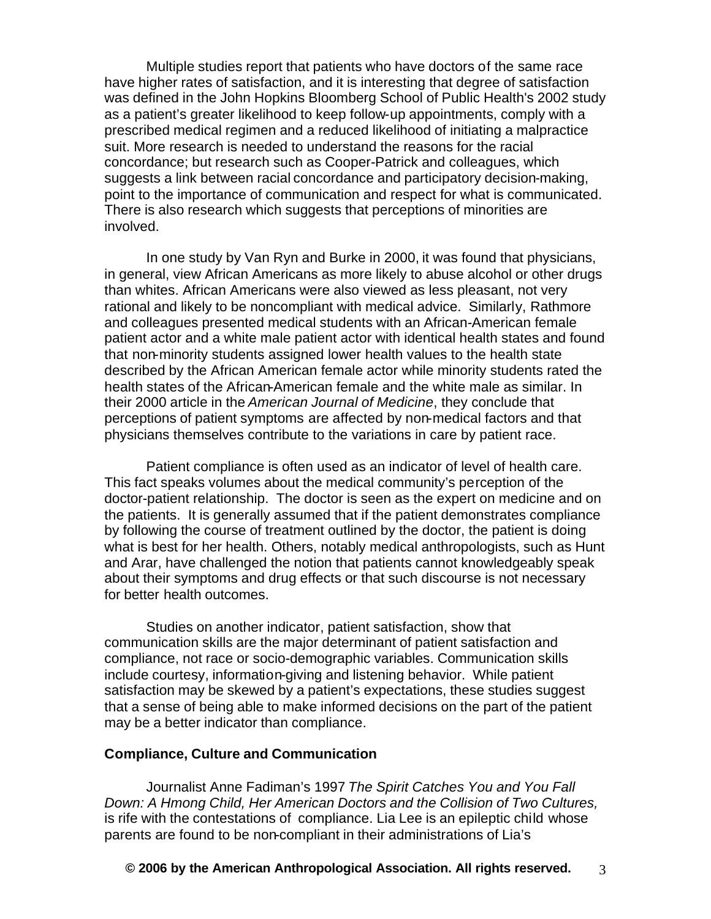Multiple studies report that patients who have doctors of the same race have higher rates of satisfaction, and it is interesting that degree of satisfaction was defined in the John Hopkins Bloomberg School of Public Health's 2002 study as a patient's greater likelihood to keep follow-up appointments, comply with a prescribed medical regimen and a reduced likelihood of initiating a malpractice suit. More research is needed to understand the reasons for the racial concordance; but research such as Cooper-Patrick and colleagues, which suggests a link between racial concordance and participatory decision-making, point to the importance of communication and respect for what is communicated. There is also research which suggests that perceptions of minorities are involved.

In one study by Van Ryn and Burke in 2000, it was found that physicians, in general, view African Americans as more likely to abuse alcohol or other drugs than whites. African Americans were also viewed as less pleasant, not very rational and likely to be noncompliant with medical advice. Similarly, Rathmore and colleagues presented medical students with an African-American female patient actor and a white male patient actor with identical health states and found that non-minority students assigned lower health values to the health state described by the African American female actor while minority students rated the health states of the African-American female and the white male as similar. In their 2000 article in the *American Journal of Medicine*, they conclude that perceptions of patient symptoms are affected by non-medical factors and that physicians themselves contribute to the variations in care by patient race.

Patient compliance is often used as an indicator of level of health care. This fact speaks volumes about the medical community's perception of the doctor-patient relationship. The doctor is seen as the expert on medicine and on the patients. It is generally assumed that if the patient demonstrates compliance by following the course of treatment outlined by the doctor, the patient is doing what is best for her health. Others, notably medical anthropologists, such as Hunt and Arar, have challenged the notion that patients cannot knowledgeably speak about their symptoms and drug effects or that such discourse is not necessary for better health outcomes.

Studies on another indicator, patient satisfaction, show that communication skills are the major determinant of patient satisfaction and compliance, not race or socio-demographic variables. Communication skills include courtesy, information-giving and listening behavior. While patient satisfaction may be skewed by a patient's expectations, these studies suggest that a sense of being able to make informed decisions on the part of the patient may be a better indicator than compliance.

**Compliance, Culture and Communication**

Journalist Anne Fadiman's 1997 *The Spirit Catches You and You Fall Down: A Hmong Child, Her American Doctors and the Collision of Two Cultures,* is rife with the contestations of compliance. Lia Lee is an epileptic child whose parents are found to be non-compliant in their administrations of Lia's

**© 2006 by the American Anthropological Association. All rights reserved.**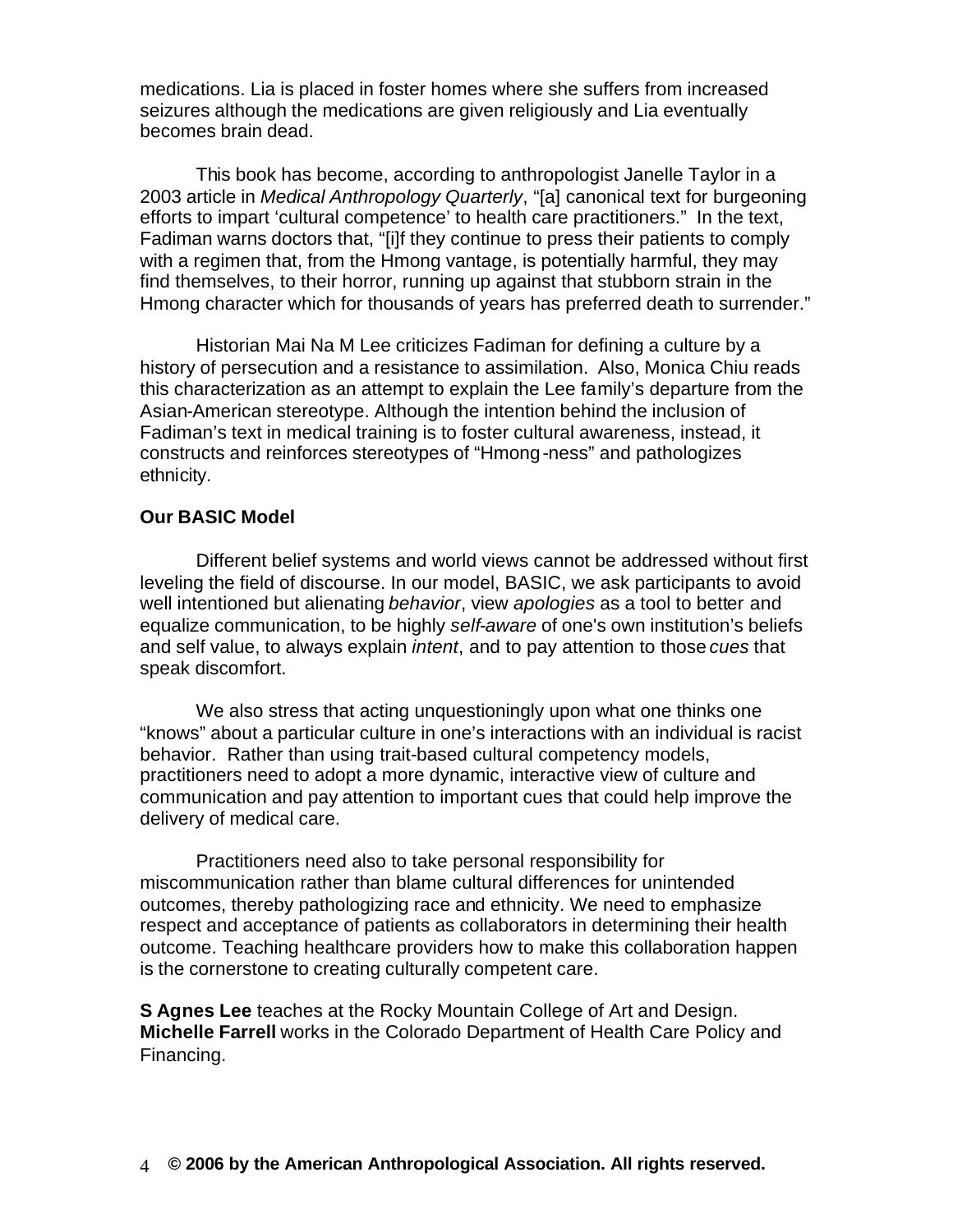medications. Lia is placed in foster homes where she suffers from increased seizures although the medications are given religiously and Lia eventually becomes brain dead.

This book has become, according to anthropologist Janelle Taylor in a 2003 article in *Medical Anthropology Quarterly*, "[a] canonical text for burgeoning efforts to impart 'cultural competence' to health care practitioners." In the text, Fadiman warns doctors that, "[i]f they continue to press their patients to comply with a regimen that, from the Hmong vantage, is potentially harmful, they may find themselves, to their horror, running up against that stubborn strain in the Hmong character which for thousands of years has preferred death to surrender."

Historian Mai Na M Lee criticizes Fadiman for defining a culture by a history of persecution and a resistance to assimilation. Also, Monica Chiu reads this characterization as an attempt to explain the Lee family's departure from the Asian-American stereotype. Although the intention behind the inclusion of Fadiman's text in medical training is to foster cultural awareness, instead, it constructs and reinforces stereotypes of "Hmong-ness" and pathologizes ethnicity.

**Our BASIC Model**

Different belief systems and world views cannot be addressed without first leveling the field of discourse. In our model, BASIC, we ask participants to avoid well intentioned but alienating *behavior*, view *apologies* as a tool to better and equalize communication, to be highly *self-aware* of one's own institution's beliefs and self value, to always explain *intent*, and to pay attention to those *cues* that speak discomfort.

We also stress that acting unquestioningly upon what one thinks one "knows" about a particular culture in one's interactions with an individual is racist behavior. Rather than using trait-based cultural competency models, practitioners need to adopt a more dynamic, interactive view of culture and communication and pay attention to important cues that could help improve the delivery of medical care.

Practitioners need also to take personal responsibility for miscommunication rather than blame cultural differences for unintended outcomes, thereby pathologizing race and ethnicity. We need to emphasize respect and acceptance of patients as collaborators in determining their health outcome. Teaching healthcare providers how to make this collaboration happen is the cornerstone to creating culturally competent care.

**S Agnes Lee** teaches at the Rocky Mountain College of Art and Design. **Michelle Farrell** works in the Colorado Department of Health Care Policy and Financing.

**© 2006 by the American Anthropological Association. All rights reserved.**